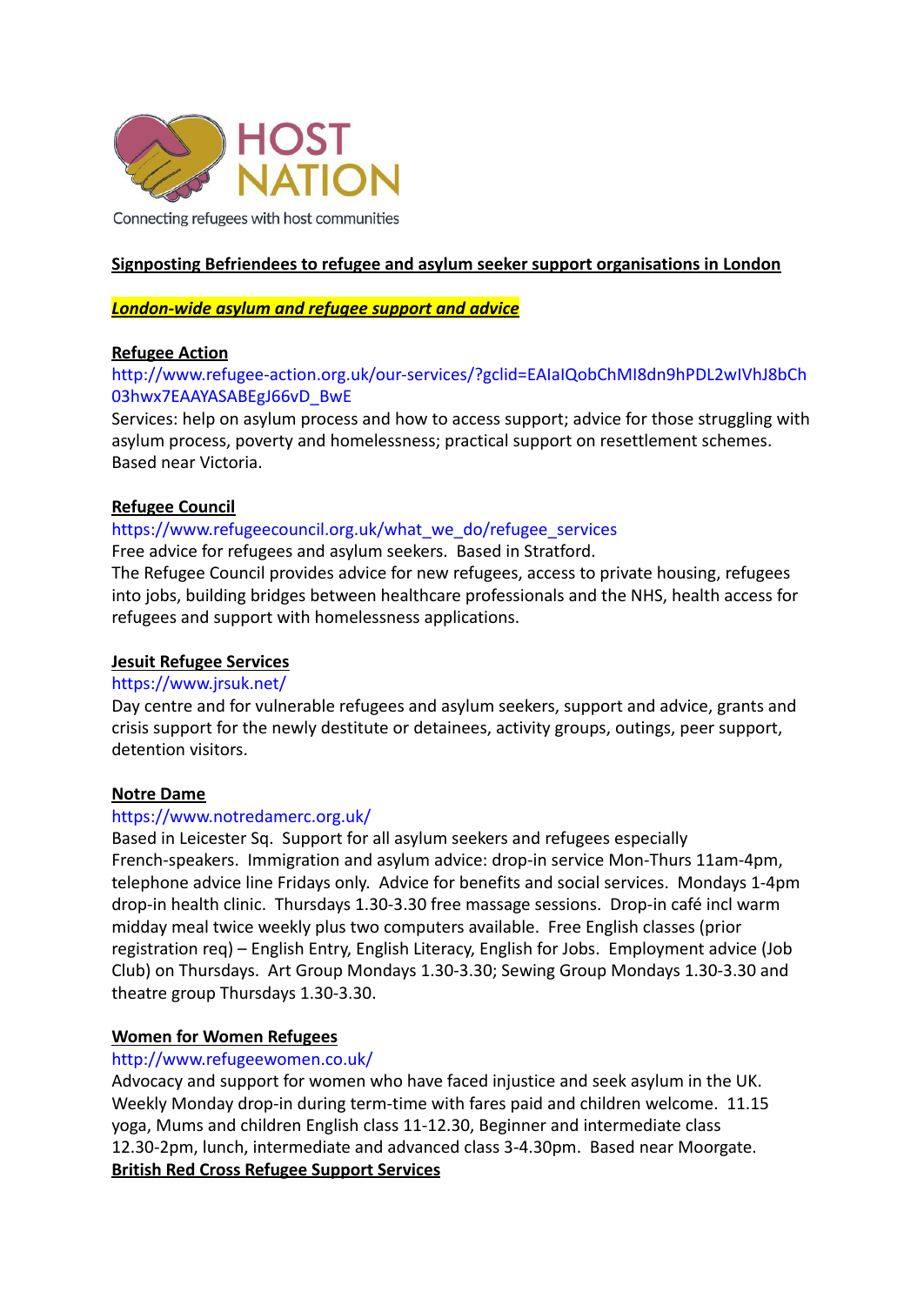HOST NATION

Connecting refugees with host communities

**Signposting Befriendees to refugee and asylum seeker support organisations in London**

***London-wide asylum and refugee support and advice***

**Refugee Action**

http://www.refugee-action.org.uk/our-services/?gclid=EAIaIQobChMI8dn9hPDL2wIVhJ8bCh03hwx7EAAYASABEgJ66vD_BwE

Services: help on asylum process and how to access support; advice for those struggling with asylum process, poverty and homelessness; practical support on resettlement schemes. Based near Victoria.

**Refugee Council**

https://www.refugeecouncil.org.uk/what_we_do/refugee_services

Free advice for refugees and asylum seekers. Based in Stratford.

The Refugee Council provides advice for new refugees, access to private housing, refugees into jobs, building bridges between healthcare professionals and the NHS, health access for refugees and support with homelessness applications.

**Jesuit Refugee Services**

https://www.jrsuk.net/

Day centre and for vulnerable refugees and asylum seekers, support and advice, grants and crisis support for the newly destitute or detainees, activity groups, outings, peer support, detention visitors.

**Notre Dame**

https://www.notredamerc.org.uk/

Based in Leicester Sq. Support for all asylum seekers and refugees especially French-speakers. Immigration and asylum advice: drop-in service Mon-Thurs 11am-4pm, telephone advice line Fridays only. Advice for benefits and social services. Mondays 1-4pm drop-in health clinic. Thursdays 1.30-3.30 free massage sessions. Drop-in café incl warm midday meal twice weekly plus two computers available. Free English classes (prior registration req) – English Entry, English Literacy, English for Jobs. Employment advice (Job Club) on Thursdays. Art Group Mondays 1.30-3.30; Sewing Group Mondays 1.30-3.30 and theatre group Thursdays 1.30-3.30.

**Women for Women Refugees**

http://www.refugeewomen.co.uk/

Advocacy and support for women who have faced injustice and seek asylum in the UK. Weekly Monday drop-in during term-time with fares paid and children welcome. 11.15 yoga, Mums and children English class 11-12.30, Beginner and intermediate class 12.30-2pm, lunch, intermediate and advanced class 3-4.30pm. Based near Moorgate.

**British Red Cross Refugee Support Services**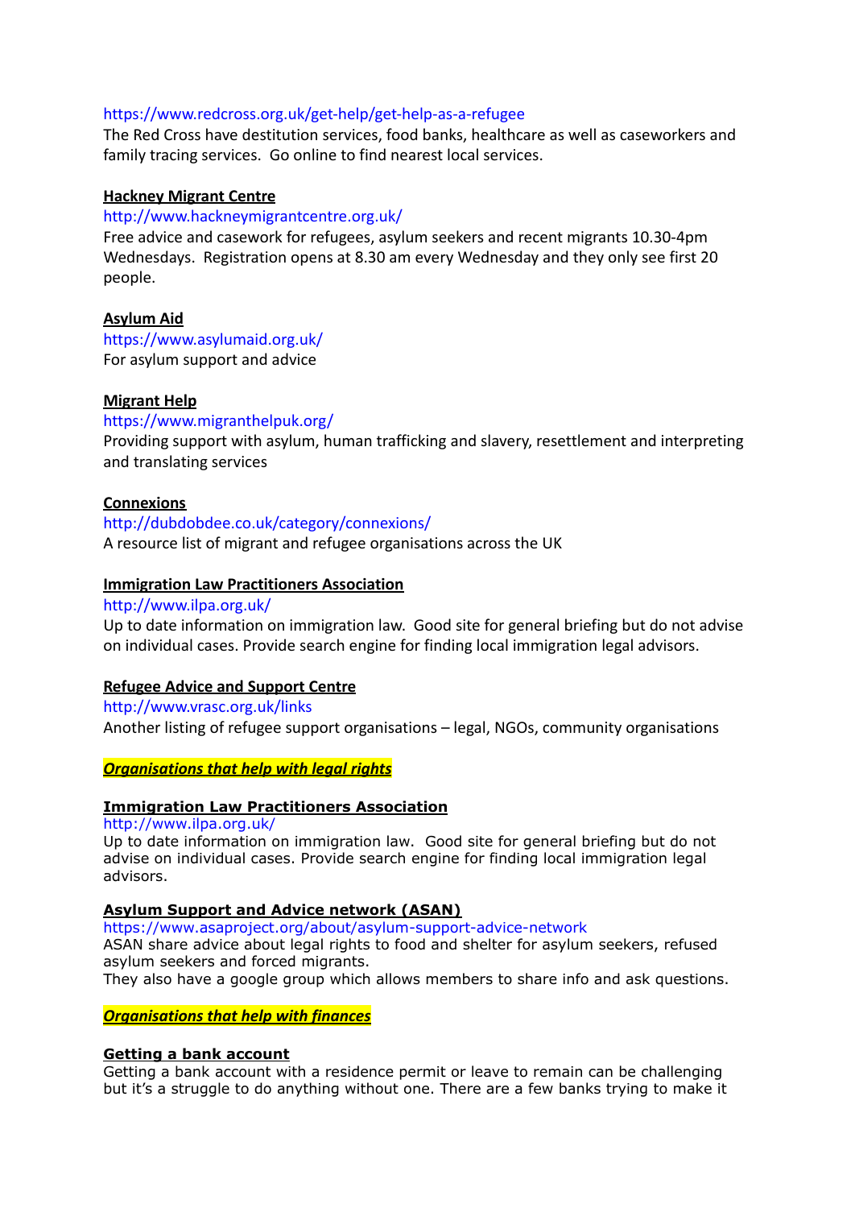https://www.redcross.org.uk/get-help/get-help-as-a-refugee
The Red Cross have destitution services, food banks, healthcare as well as caseworkers and family tracing services. Go online to find nearest local services.

**Hackney Migrant Centre**
http://www.hackneymigrantcentre.org.uk/
Free advice and casework for refugees, asylum seekers and recent migrants 10.30-4pm Wednesdays. Registration opens at 8.30 am every Wednesday and they only see first 20 people.

**Asylum Aid**
https://www.asylumaid.org.uk/
For asylum support and advice

**Migrant Help**
https://www.migranthelpuk.org/
Providing support with asylum, human trafficking and slavery, resettlement and interpreting and translating services

**Connexions**
http://dubdobdee.co.uk/category/connexions/
A resource list of migrant and refugee organisations across the UK

**Immigration Law Practitioners Association**
http://www.ilpa.org.uk/
Up to date information on immigration law. Good site for general briefing but do not advise on individual cases. Provide search engine for finding local immigration legal advisors.

**Refugee Advice and Support Centre**
http://www.vrasc.org.uk/links
Another listing of refugee support organisations – legal, NGOs, community organisations

## ***Organisations that help with legal rights***

**Immigration Law Practitioners Association**
http://www.ilpa.org.uk/
Up to date information on immigration law. Good site for general briefing but do not advise on individual cases. Provide search engine for finding local immigration legal advisors.

**Asylum Support and Advice network (ASAN)**
https://www.asaproject.org/about/asylum-support-advice-network
ASAN share advice about legal rights to food and shelter for asylum seekers, refused asylum seekers and forced migrants.
They also have a google group which allows members to share info and ask questions.

## ***Organisations that help with finances***

**Getting a bank account**
Getting a bank account with a residence permit or leave to remain can be challenging but it's a struggle to do anything without one. There are a few banks trying to make it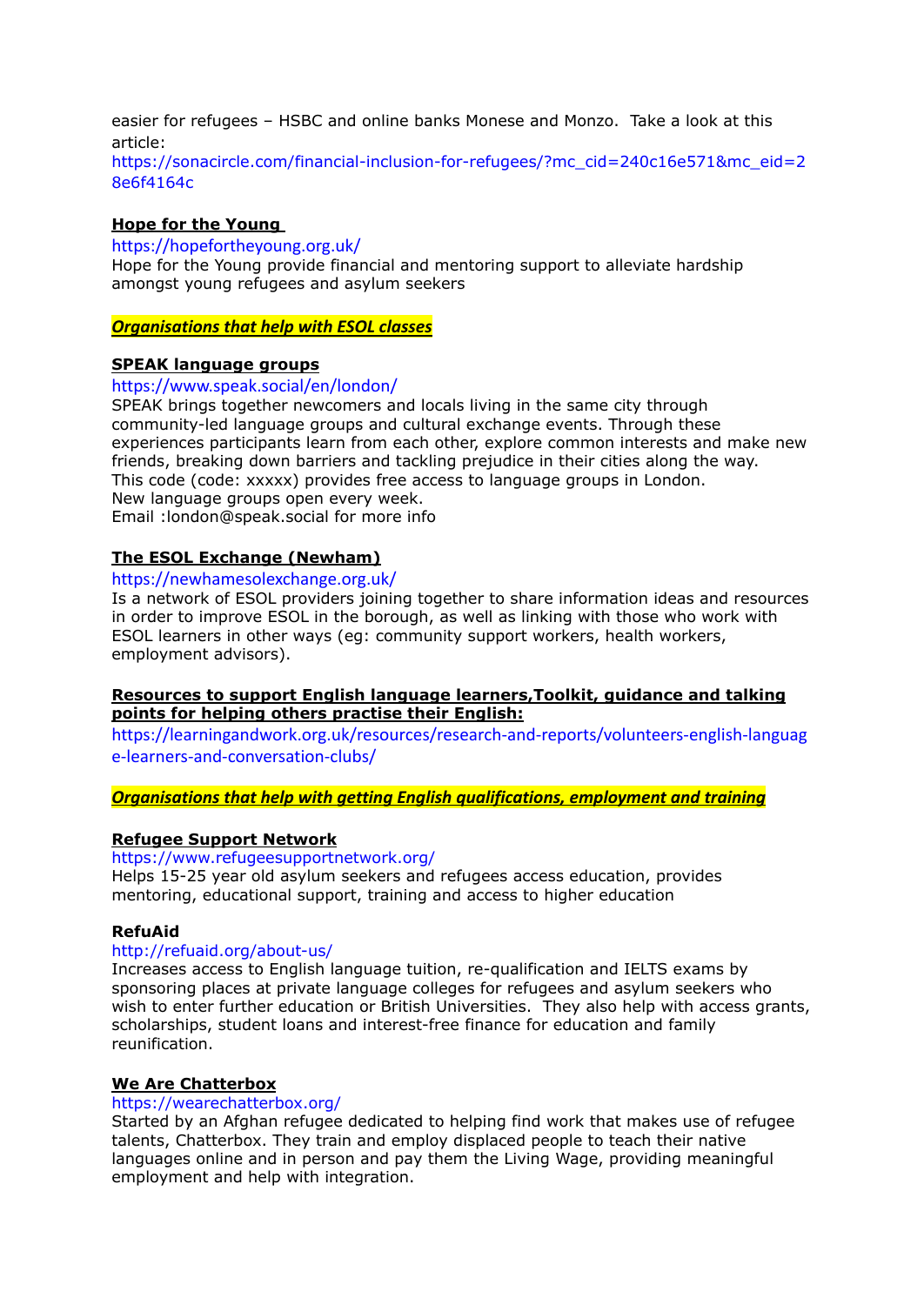easier for refugees – HSBC and online banks Monese and Monzo.  Take a look at this article:
https://sonacircle.com/financial-inclusion-for-refugees/?mc_cid=240c16e571&mc_eid=28e6f4164c

**Hope for the Young**
https://hopefortheyoung.org.uk/
Hope for the Young provide financial and mentoring support to alleviate hardship amongst young refugees and asylum seekers

***Organisations that help with ESOL classes***

**SPEAK language groups**
https://www.speak.social/en/london/
SPEAK brings together newcomers and locals living in the same city through community-led language groups and cultural exchange events. Through these experiences participants learn from each other, explore common interests and make new friends, breaking down barriers and tackling prejudice in their cities along the way.
This code (code: xxxxx) provides free access to language groups in London.
New language groups open every week.
Email :london@speak.social for more info

**The ESOL Exchange (Newham)**
https://newhamesolexchange.org.uk/
Is a network of ESOL providers joining together to share information ideas and resources in order to improve ESOL in the borough, as well as linking with those who work with ESOL learners in other ways (eg: community support workers, health workers, employment advisors).

**Resources to support English language learners,Toolkit, guidance and talking points for helping others practise their English:**
https://learningandwork.org.uk/resources/research-and-reports/volunteers-english-language-learners-and-conversation-clubs/

***Organisations that help with getting English qualifications, employment and training***

**Refugee Support Network**
https://www.refugeesupportnetwork.org/
Helps 15-25 year old asylum seekers and refugees access education, provides mentoring, educational support, training and access to higher education

**RefuAid**
http://refuaid.org/about-us/
Increases access to English language tuition, re-qualification and IELTS exams by sponsoring places at private language colleges for refugees and asylum seekers who wish to enter further education or British Universities.  They also help with access grants, scholarships, student loans and interest-free finance for education and family reunification.

**We Are Chatterbox**
https://wearechatterbox.org/
Started by an Afghan refugee dedicated to helping find work that makes use of refugee talents, Chatterbox. They train and employ displaced people to teach their native languages online and in person and pay them the Living Wage, providing meaningful employment and help with integration.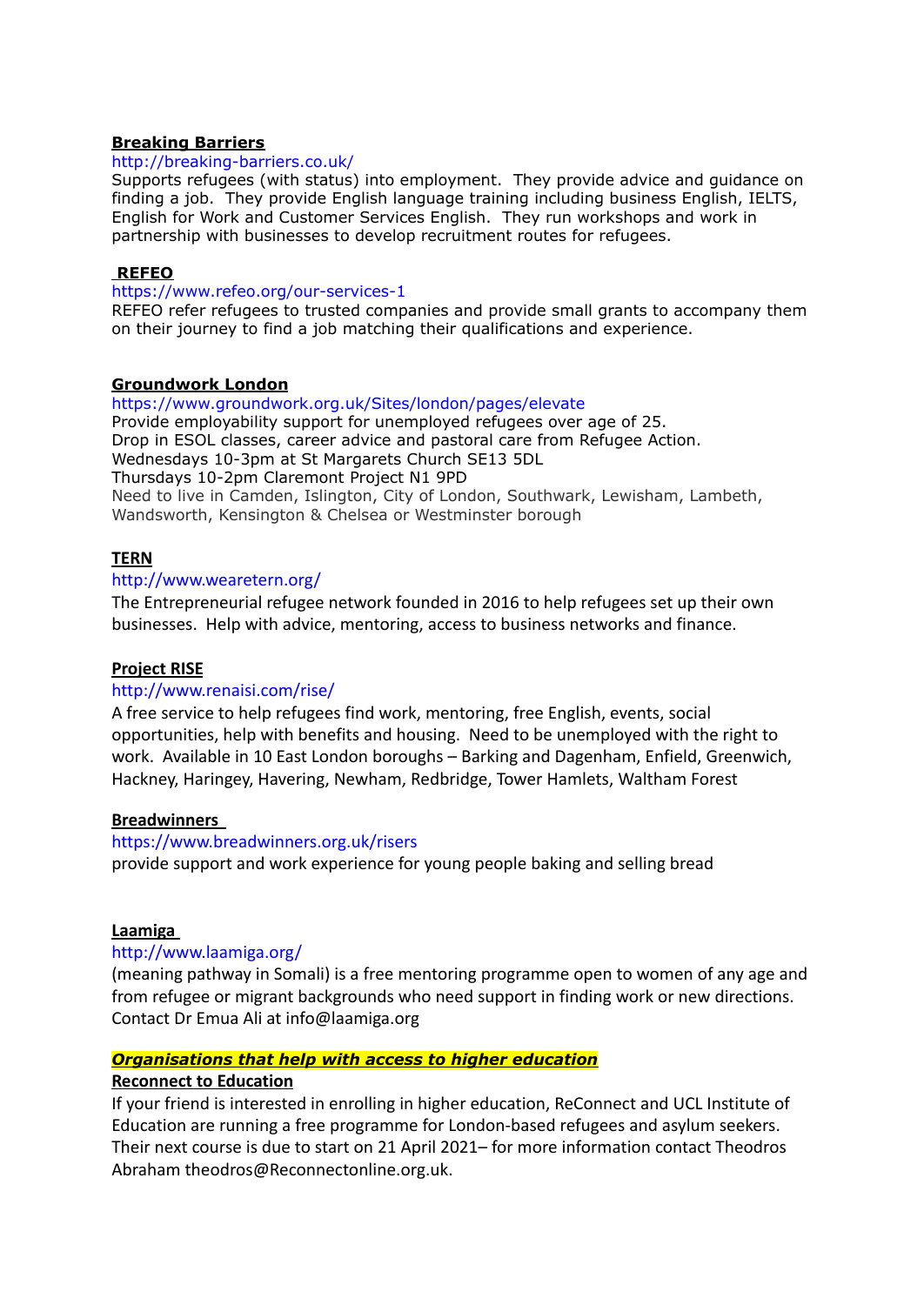**Breaking Barriers**

http://breaking-barriers.co.uk/

Supports refugees (with status) into employment. They provide advice and guidance on finding a job. They provide English language training including business English, IELTS, English for Work and Customer Services English. They run workshops and work in partnership with businesses to develop recruitment routes for refugees.

**REFEO**

https://www.refeo.org/our-services-1

REFEO refer refugees to trusted companies and provide small grants to accompany them on their journey to find a job matching their qualifications and experience.

**Groundwork London**

https://www.groundwork.org.uk/Sites/london/pages/elevate

Provide employability support for unemployed refugees over age of 25.
Drop in ESOL classes, career advice and pastoral care from Refugee Action.
Wednesdays 10-3pm at St Margarets Church SE13 5DL
Thursdays 10-2pm Claremont Project N1 9PD
Need to live in Camden, Islington, City of London, Southwark, Lewisham, Lambeth, Wandsworth, Kensington & Chelsea or Westminster borough

**TERN**

http://www.wearetern.org/

The Entrepreneurial refugee network founded in 2016 to help refugees set up their own businesses. Help with advice, mentoring, access to business networks and finance.

**Project RISE**

http://www.renaisi.com/rise/

A free service to help refugees find work, mentoring, free English, events, social opportunities, help with benefits and housing. Need to be unemployed with the right to work. Available in 10 East London boroughs – Barking and Dagenham, Enfield, Greenwich, Hackney, Haringey, Havering, Newham, Redbridge, Tower Hamlets, Waltham Forest

**Breadwinners**

https://www.breadwinners.org.uk/risers

provide support and work experience for young people baking and selling bread

**Laamiga**

http://www.laamiga.org/

(meaning pathway in Somali) is a free mentoring programme open to women of any age and from refugee or migrant backgrounds who need support in finding work or new directions. Contact Dr Emua Ali at info@laamiga.org

***Organisations that help with access to higher education***

**Reconnect to Education**

If your friend is interested in enrolling in higher education, ReConnect and UCL Institute of Education are running a free programme for London-based refugees and asylum seekers. Their next course is due to start on 21 April 2021– for more information contact Theodros Abraham theodros@Reconnectonline.org.uk.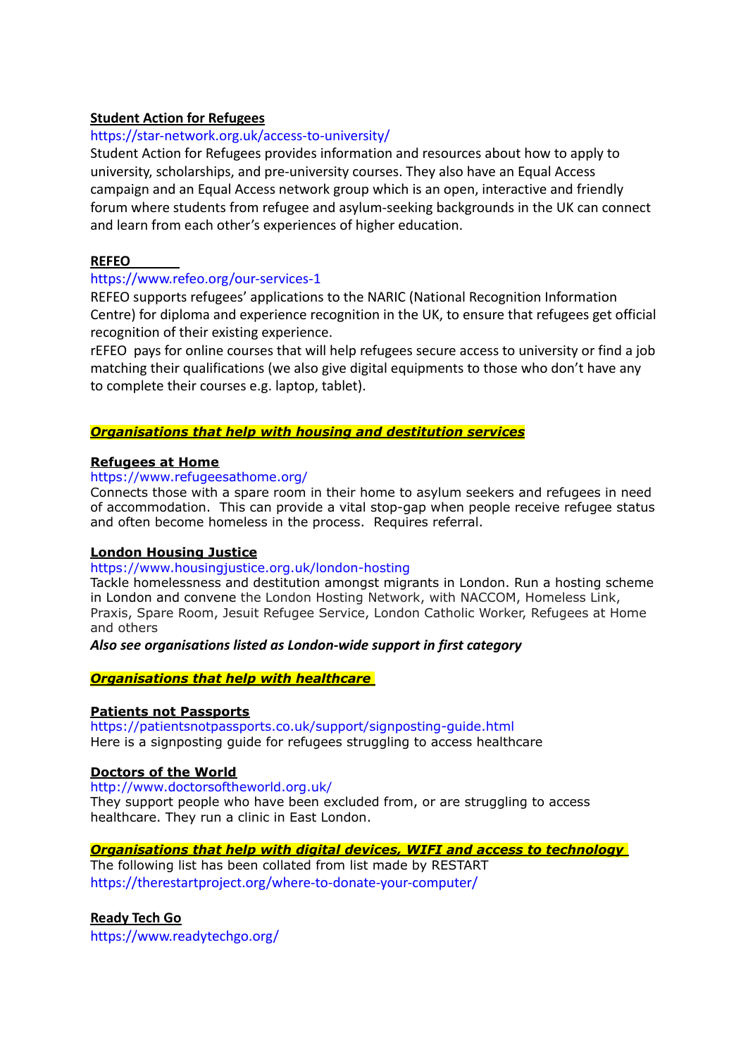**Student Action for Refugees**

https://star-network.org.uk/access-to-university/

Student Action for Refugees provides information and resources about how to apply to university, scholarships, and pre-university courses. They also have an Equal Access campaign and an Equal Access network group which is an open, interactive and friendly forum where students from refugee and asylum-seeking backgrounds in the UK can connect and learn from each other's experiences of higher education.

**REFEO**

https://www.refeo.org/our-services-1

REFEO supports refugees' applications to the NARIC (National Recognition Information Centre) for diploma and experience recognition in the UK, to ensure that refugees get official recognition of their existing experience.

rEFEO pays for online courses that will help refugees secure access to university or find a job matching their qualifications (we also give digital equipments to those who don't have any to complete their courses e.g. laptop, tablet).

## ***Organisations that help with housing and destitution services***

**Refugees at Home**

https://www.refugeesathome.org/

Connects those with a spare room in their home to asylum seekers and refugees in need of accommodation. This can provide a vital stop-gap when people receive refugee status and often become homeless in the process. Requires referral.

**London Housing Justice**

https://www.housingjustice.org.uk/london-hosting

Tackle homelessness and destitution amongst migrants in London. Run a hosting scheme in London and convene the London Hosting Network, with NACCOM, Homeless Link, Praxis, Spare Room, Jesuit Refugee Service, London Catholic Worker, Refugees at Home and others

***Also see organisations listed as London-wide support in first category***

## ***Organisations that help with healthcare***

**Patients not Passports**

https://patientsnotpassports.co.uk/support/signposting-guide.html

Here is a signposting guide for refugees struggling to access healthcare

**Doctors of the World**

http://www.doctorsoftheworld.org.uk/

They support people who have been excluded from, or are struggling to access healthcare. They run a clinic in East London.

## ***Organisations that help with digital devices, WIFI and access to technology***

The following list has been collated from list made by RESTART

https://therestartproject.org/where-to-donate-your-computer/

**Ready Tech Go**

https://www.readytechgo.org/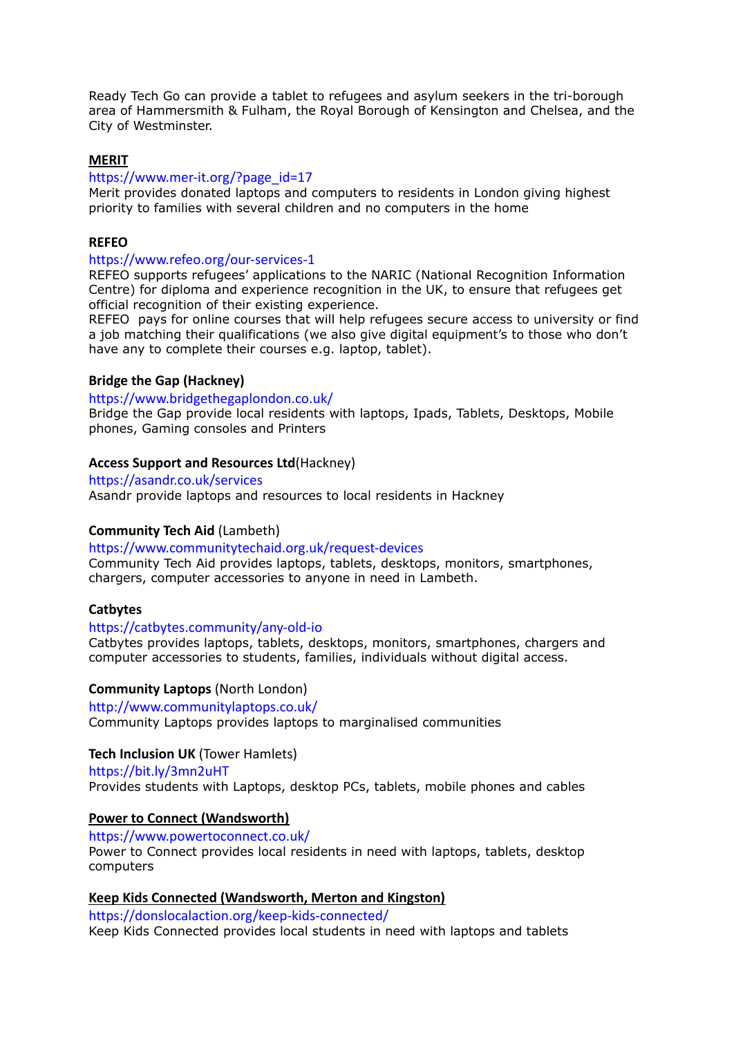Ready Tech Go can provide a tablet to refugees and asylum seekers in the tri-borough area of Hammersmith & Fulham, the Royal Borough of Kensington and Chelsea, and the City of Westminster.

**MERIT**

https://www.mer-it.org/?page_id=17

Merit provides donated laptops and computers to residents in London giving highest priority to families with several children and no computers in the home

**REFEO**

https://www.refeo.org/our-services-1

REFEO supports refugees' applications to the NARIC (National Recognition Information Centre) for diploma and experience recognition in the UK, to ensure that refugees get official recognition of their existing experience.

REFEO pays for online courses that will help refugees secure access to university or find a job matching their qualifications (we also give digital equipment's to those who don't have any to complete their courses e.g. laptop, tablet).

**Bridge the Gap (Hackney)**

https://www.bridgethegaplondon.co.uk/

Bridge the Gap provide local residents with laptops, Ipads, Tablets, Desktops, Mobile phones, Gaming consoles and Printers

**Access Support and Resources Ltd**(Hackney)

https://asandr.co.uk/services

Asandr provide laptops and resources to local residents in Hackney

**Community Tech Aid** (Lambeth)

https://www.communitytechaid.org.uk/request-devices

Community Tech Aid provides laptops, tablets, desktops, monitors, smartphones, chargers, computer accessories to anyone in need in Lambeth.

**Catbytes**

https://catbytes.community/any-old-io

Catbytes provides laptops, tablets, desktops, monitors, smartphones, chargers and computer accessories to students, families, individuals without digital access.

**Community Laptops** (North London)

http://www.communitylaptops.co.uk/

Community Laptops provides laptops to marginalised communities

**Tech Inclusion UK** (Tower Hamlets)

https://bit.ly/3mn2uHT

Provides students with Laptops, desktop PCs, tablets, mobile phones and cables

**Power to Connect (Wandsworth)**

https://www.powertoconnect.co.uk/

Power to Connect provides local residents in need with laptops, tablets, desktop computers

**Keep Kids Connected (Wandsworth, Merton and Kingston)**

https://donslocalaction.org/keep-kids-connected/

Keep Kids Connected provides local students in need with laptops and tablets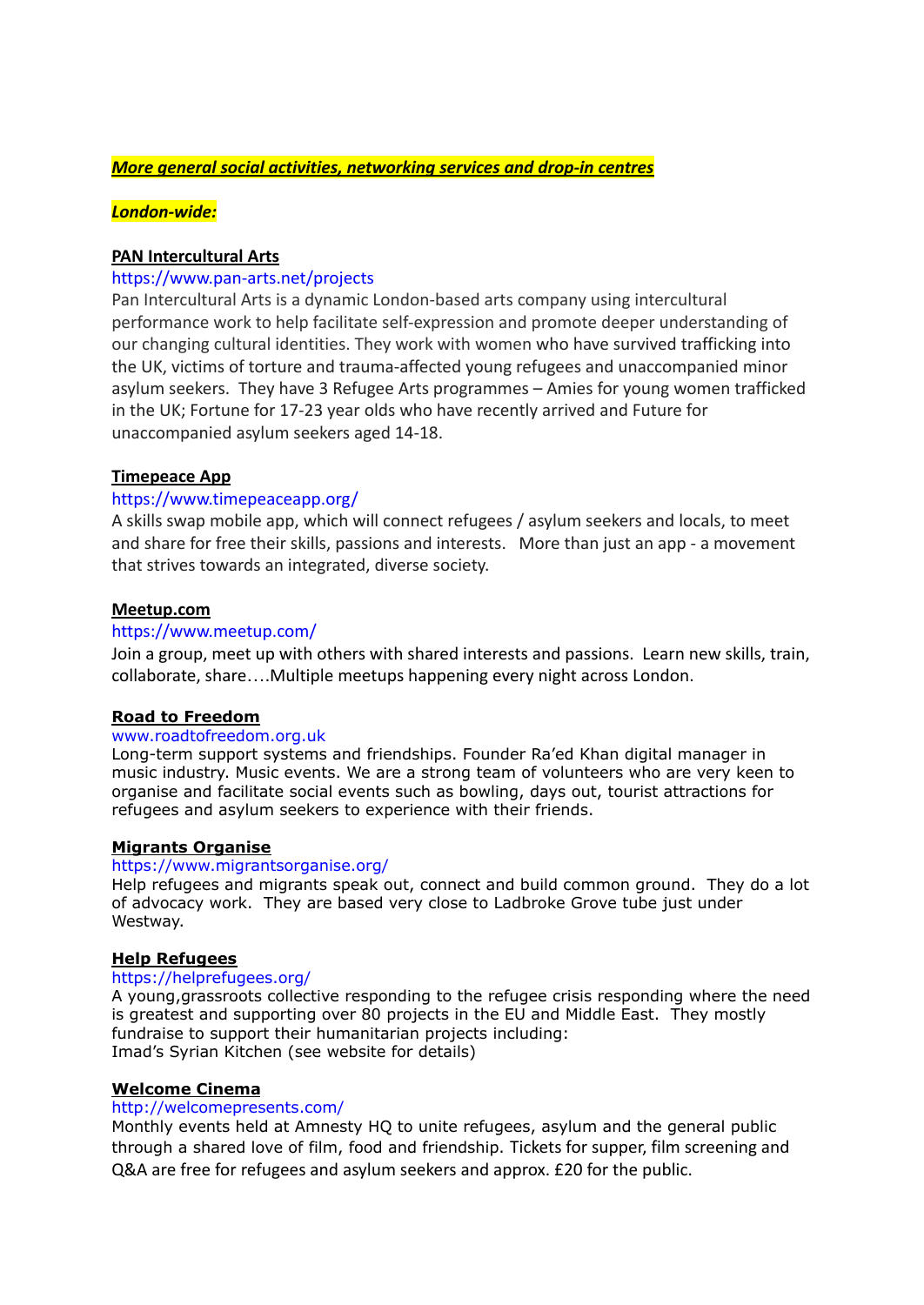***More general social activities, networking services and drop-in centres***

***London-wide:***

**PAN Intercultural Arts**

https://www.pan-arts.net/projects

Pan Intercultural Arts is a dynamic London-based arts company using intercultural performance work to help facilitate self-expression and promote deeper understanding of our changing cultural identities. They work with women who have survived trafficking into the UK, victims of torture and trauma-affected young refugees and unaccompanied minor asylum seekers. They have 3 Refugee Arts programmes – Amies for young women trafficked in the UK; Fortune for 17-23 year olds who have recently arrived and Future for unaccompanied asylum seekers aged 14-18.

**Timepeace App**

https://www.timepeaceapp.org/

A skills swap mobile app, which will connect refugees / asylum seekers and locals, to meet and share for free their skills, passions and interests. More than just an app - a movement that strives towards an integrated, diverse society.

**Meetup.com**

https://www.meetup.com/

Join a group, meet up with others with shared interests and passions. Learn new skills, train, collaborate, share….Multiple meetups happening every night across London.

**Road to Freedom**

www.roadtofreedom.org.uk

Long-term support systems and friendships. Founder Ra'ed Khan digital manager in music industry. Music events. We are a strong team of volunteers who are very keen to organise and facilitate social events such as bowling, days out, tourist attractions for refugees and asylum seekers to experience with their friends.

**Migrants Organise**

https://www.migrantsorganise.org/

Help refugees and migrants speak out, connect and build common ground. They do a lot of advocacy work. They are based very close to Ladbroke Grove tube just under Westway.

**Help Refugees**

https://helprefugees.org/

A young,grassroots collective responding to the refugee crisis responding where the need is greatest and supporting over 80 projects in the EU and Middle East. They mostly fundraise to support their humanitarian projects including:
Imad's Syrian Kitchen (see website for details)

**Welcome Cinema**

http://welcomepresents.com/

Monthly events held at Amnesty HQ to unite refugees, asylum and the general public through a shared love of film, food and friendship. Tickets for supper, film screening and Q&A are free for refugees and asylum seekers and approx. £20 for the public.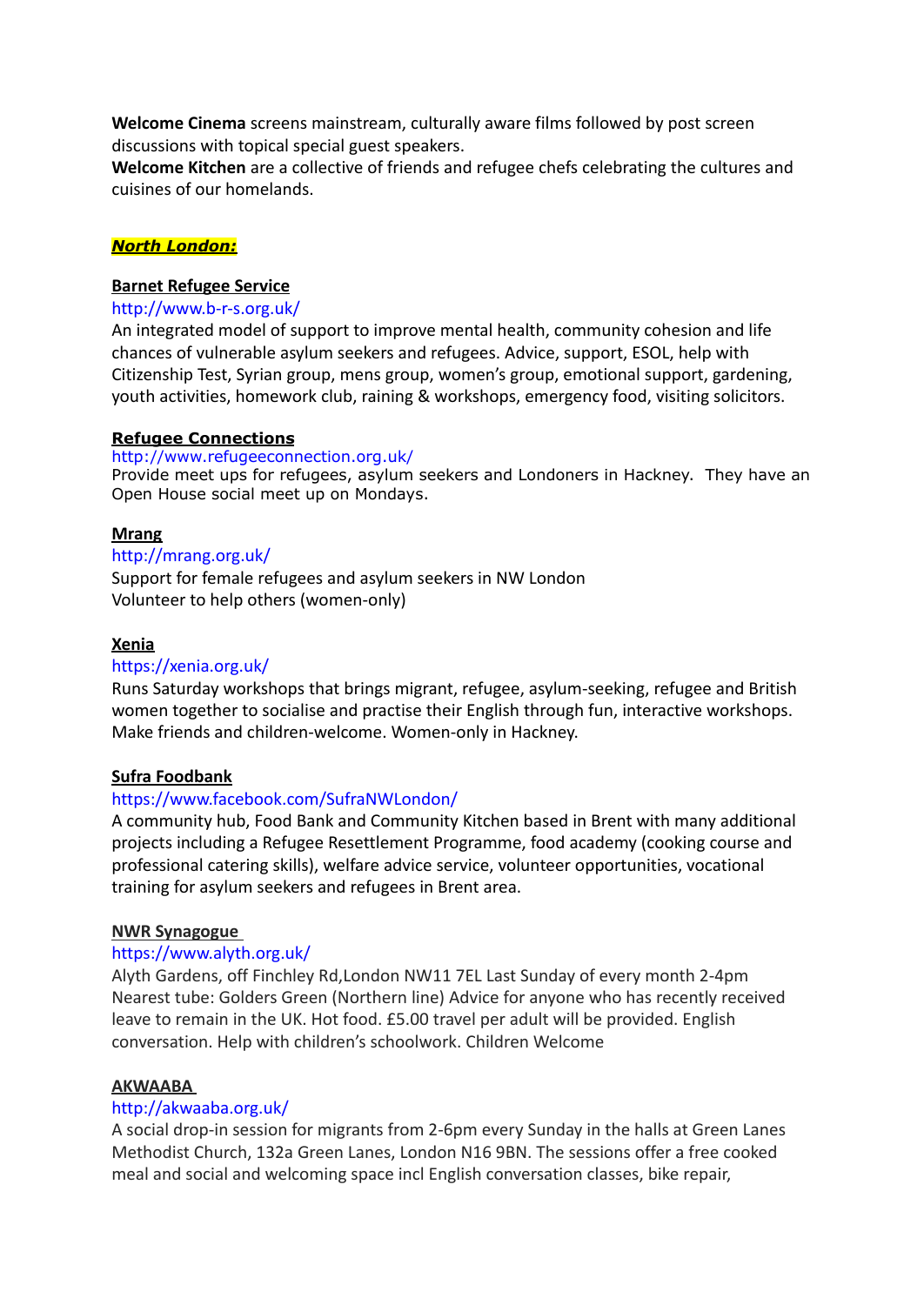**Welcome Cinema** screens mainstream, culturally aware films followed by post screen discussions with topical special guest speakers.
**Welcome Kitchen** are a collective of friends and refugee chefs celebrating the cultures and cuisines of our homelands.

***North London:***

**Barnet Refugee Service**
http://www.b-r-s.org.uk/
An integrated model of support to improve mental health, community cohesion and life chances of vulnerable asylum seekers and refugees. Advice, support, ESOL, help with Citizenship Test, Syrian group, mens group, women's group, emotional support, gardening, youth activities, homework club, raining & workshops, emergency food, visiting solicitors.

**Refugee Connections**
http://www.refugeeconnection.org.uk/
Provide meet ups for refugees, asylum seekers and Londoners in Hackney. They have an Open House social meet up on Mondays.

**Mrang**
http://mrang.org.uk/
Support for female refugees and asylum seekers in NW London
Volunteer to help others (women-only)

**Xenia**
https://xenia.org.uk/
Runs Saturday workshops that brings migrant, refugee, asylum-seeking, refugee and British women together to socialise and practise their English through fun, interactive workshops. Make friends and children-welcome. Women-only in Hackney.

**Sufra Foodbank**
https://www.facebook.com/SufraNWLondon/
A community hub, Food Bank and Community Kitchen based in Brent with many additional projects including a Refugee Resettlement Programme, food academy (cooking course and professional catering skills), welfare advice service, volunteer opportunities, vocational training for asylum seekers and refugees in Brent area.

**NWR Synagogue**
https://www.alyth.org.uk/
Alyth Gardens, off Finchley Rd,London NW11 7EL Last Sunday of every month 2-4pm Nearest tube: Golders Green (Northern line) Advice for anyone who has recently received leave to remain in the UK. Hot food. £5.00 travel per adult will be provided. English conversation. Help with children's schoolwork. Children Welcome

**AKWAABA**
http://akwaaba.org.uk/
A social drop-in session for migrants from 2-6pm every Sunday in the halls at Green Lanes Methodist Church, 132a Green Lanes, London N16 9BN. The sessions offer a free cooked meal and social and welcoming space incl English conversation classes, bike repair,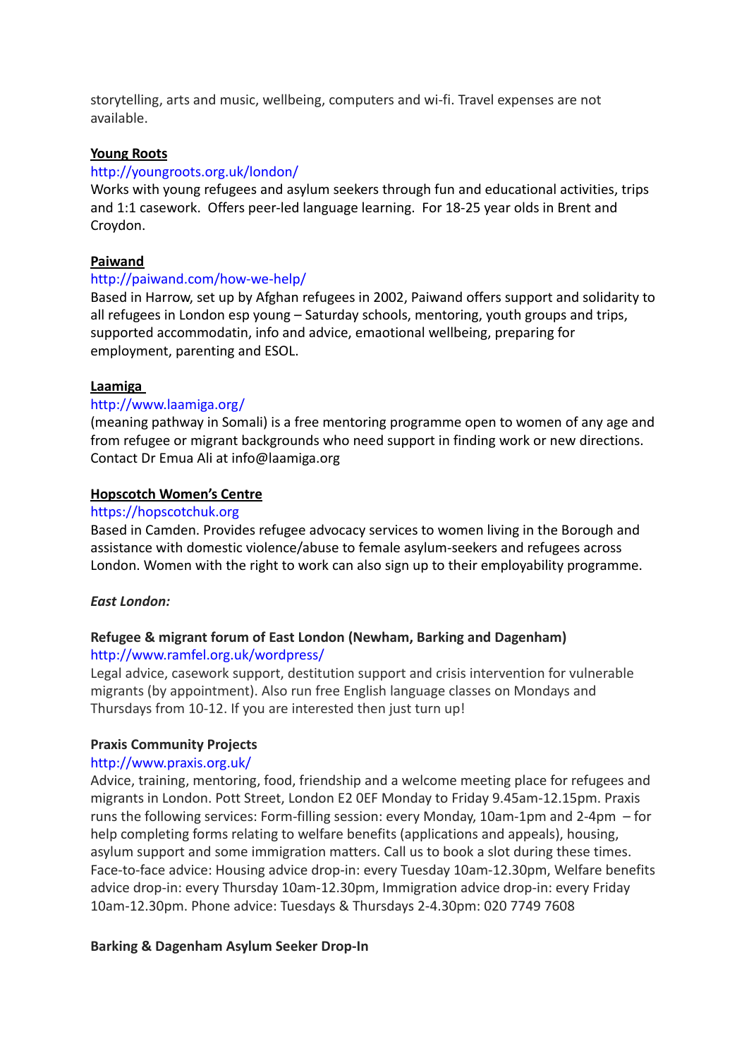storytelling, arts and music, wellbeing, computers and wi-fi. Travel expenses are not available.

**Young Roots**

http://youngroots.org.uk/london/

Works with young refugees and asylum seekers through fun and educational activities, trips and 1:1 casework. Offers peer-led language learning. For 18-25 year olds in Brent and Croydon.

**Paiwand**

http://paiwand.com/how-we-help/

Based in Harrow, set up by Afghan refugees in 2002, Paiwand offers support and solidarity to all refugees in London esp young – Saturday schools, mentoring, youth groups and trips, supported accommodatin, info and advice, emaotional wellbeing, preparing for employment, parenting and ESOL.

**Laamiga**

http://www.laamiga.org/

(meaning pathway in Somali) is a free mentoring programme open to women of any age and from refugee or migrant backgrounds who need support in finding work or new directions. Contact Dr Emua Ali at info@laamiga.org

**Hopscotch Women's Centre**

https://hopscotchuk.org

Based in Camden. Provides refugee advocacy services to women living in the Borough and assistance with domestic violence/abuse to female asylum-seekers and refugees across London. Women with the right to work can also sign up to their employability programme.

***East London:***

**Refugee & migrant forum of East London (Newham, Barking and Dagenham)**

http://www.ramfel.org.uk/wordpress/

Legal advice, casework support, destitution support and crisis intervention for vulnerable migrants (by appointment). Also run free English language classes on Mondays and Thursdays from 10-12. If you are interested then just turn up!

**Praxis Community Projects**

http://www.praxis.org.uk/

Advice, training, mentoring, food, friendship and a welcome meeting place for refugees and migrants in London. Pott Street, London E2 0EF Monday to Friday 9.45am-12.15pm. Praxis runs the following services: Form-filling session: every Monday, 10am-1pm and 2-4pm – for help completing forms relating to welfare benefits (applications and appeals), housing, asylum support and some immigration matters. Call us to book a slot during these times. Face-to-face advice: Housing advice drop-in: every Tuesday 10am-12.30pm, Welfare benefits advice drop-in: every Thursday 10am-12.30pm, Immigration advice drop-in: every Friday 10am-12.30pm. Phone advice: Tuesdays & Thursdays 2-4.30pm: 020 7749 7608

**Barking & Dagenham Asylum Seeker Drop-In**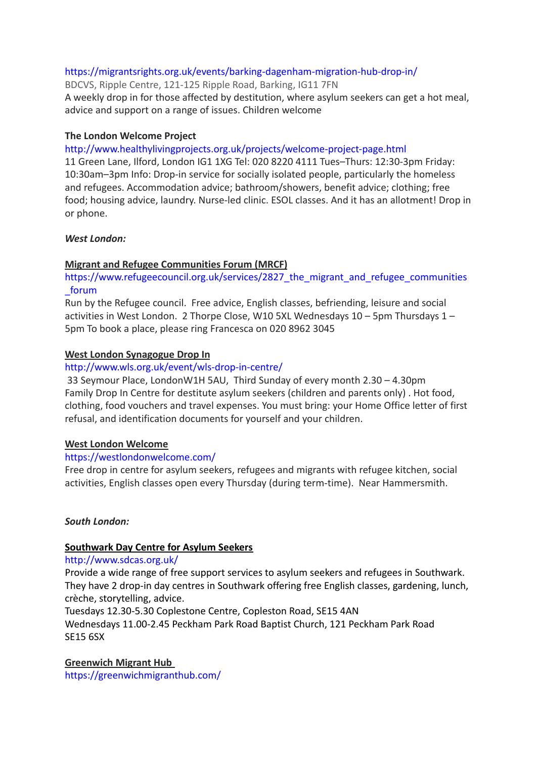https://migrantsrights.org.uk/events/barking-dagenham-migration-hub-drop-in/
BDCVS, Ripple Centre, 121-125 Ripple Road, Barking, IG11 7FN
A weekly drop in for those affected by destitution, where asylum seekers can get a hot meal, advice and support on a range of issues. Children welcome

**The London Welcome Project**
http://www.healthylivingprojects.org.uk/projects/welcome-project-page.html
11 Green Lane, Ilford, London IG1 1XG Tel: 020 8220 4111 Tues–Thurs: 12:30-3pm Friday: 10:30am–3pm Info: Drop-in service for socially isolated people, particularly the homeless and refugees. Accommodation advice; bathroom/showers, benefit advice; clothing; free food; housing advice, laundry. Nurse-led clinic. ESOL classes. And it has an allotment! Drop in or phone.

***West London:***

**Migrant and Refugee Communities Forum (MRCF)**
https://www.refugeecouncil.org.uk/services/2827_the_migrant_and_refugee_communities_forum
Run by the Refugee council. Free advice, English classes, befriending, leisure and social activities in West London. 2 Thorpe Close, W10 5XL Wednesdays 10 – 5pm Thursdays 1 – 5pm To book a place, please ring Francesca on 020 8962 3045

**West London Synagogue Drop In**
http://www.wls.org.uk/event/wls-drop-in-centre/
33 Seymour Place, LondonW1H 5AU, Third Sunday of every month 2.30 – 4.30pm
Family Drop In Centre for destitute asylum seekers (children and parents only) . Hot food, clothing, food vouchers and travel expenses. You must bring: your Home Office letter of first refusal, and identification documents for yourself and your children.

**West London Welcome**
https://westlondonwelcome.com/
Free drop in centre for asylum seekers, refugees and migrants with refugee kitchen, social activities, English classes open every Thursday (during term-time). Near Hammersmith.

***South London:***

**Southwark Day Centre for Asylum Seekers**
http://www.sdcas.org.uk/
Provide a wide range of free support services to asylum seekers and refugees in Southwark. They have 2 drop-in day centres in Southwark offering free English classes, gardening, lunch, crèche, storytelling, advice.
Tuesdays 12.30-5.30 Coplestone Centre, Copleston Road, SE15 4AN
Wednesdays 11.00-2.45 Peckham Park Road Baptist Church, 121 Peckham Park Road SE15 6SX

**Greenwich Migrant Hub**
https://greenwichmigranthub.com/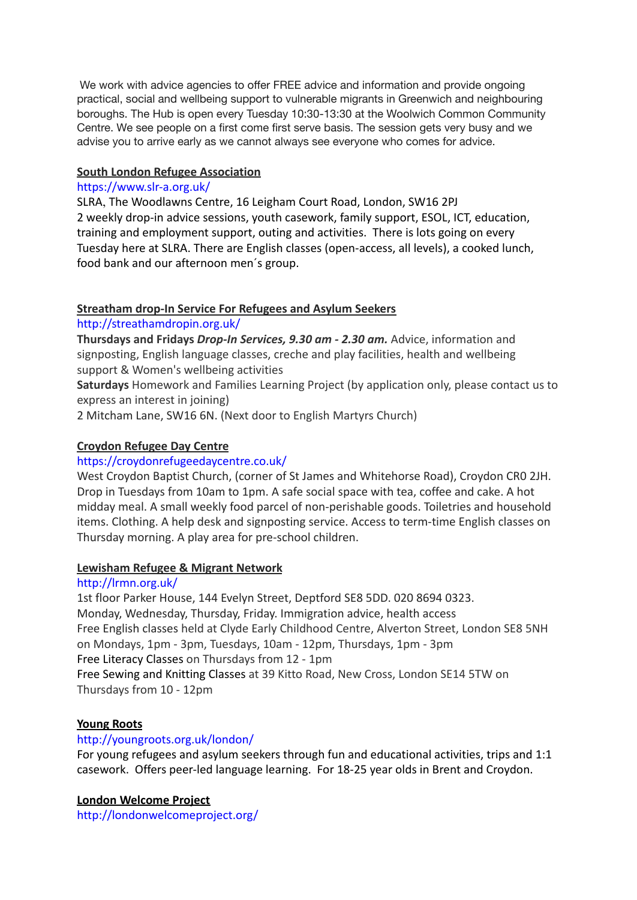We work with advice agencies to offer FREE advice and information and provide ongoing practical, social and wellbeing support to vulnerable migrants in Greenwich and neighbouring boroughs. The Hub is open every Tuesday 10:30-13:30 at the Woolwich Common Community Centre. We see people on a first come first serve basis. The session gets very busy and we advise you to arrive early as we cannot always see everyone who comes for advice.

**South London Refugee Association**

https://www.slr-a.org.uk/

SLRA, The Woodlawns Centre, 16 Leigham Court Road, London, SW16 2PJ

2 weekly drop-in advice sessions, youth casework, family support, ESOL, ICT, education, training and employment support, outing and activities. There is lots going on every Tuesday here at SLRA. There are English classes (open-access, all levels), a cooked lunch, food bank and our afternoon men´s group.

**Streatham drop-In Service For Refugees and Asylum Seekers**

http://streathamdropin.org.uk/

**Thursdays and Fridays *Drop-In Services, 9.30 am - 2.30 am.*** Advice, information and signposting, English language classes, creche and play facilities, health and wellbeing support & Women's wellbeing activities

**Saturdays** Homework and Families Learning Project (by application only, please contact us to express an interest in joining)

2 Mitcham Lane, SW16 6N. (Next door to English Martyrs Church)

**Croydon Refugee Day Centre**

https://croydonrefugeedaycentre.co.uk/

West Croydon Baptist Church, (corner of St James and Whitehorse Road), Croydon CR0 2JH. Drop in Tuesdays from 10am to 1pm. A safe social space with tea, coffee and cake. A hot midday meal. A small weekly food parcel of non-perishable goods. Toiletries and household items. Clothing. A help desk and signposting service. Access to term-time English classes on Thursday morning. A play area for pre-school children.

**Lewisham Refugee & Migrant Network**

http://lrmn.org.uk/

1st floor Parker House, 144 Evelyn Street, Deptford SE8 5DD. 020 8694 0323.

Monday, Wednesday, Thursday, Friday. Immigration advice, health access

Free English classes held at Clyde Early Childhood Centre, Alverton Street, London SE8 5NH on Mondays, 1pm - 3pm, Tuesdays, 10am - 12pm, Thursdays, 1pm - 3pm

Free Literacy Classes on Thursdays from 12 - 1pm

Free Sewing and Knitting Classes at 39 Kitto Road, New Cross, London SE14 5TW on Thursdays from 10 - 12pm

**Young Roots**

http://youngroots.org.uk/london/

For young refugees and asylum seekers through fun and educational activities, trips and 1:1 casework. Offers peer-led language learning. For 18-25 year olds in Brent and Croydon.

**London Welcome Project**

http://londonwelcomeproject.org/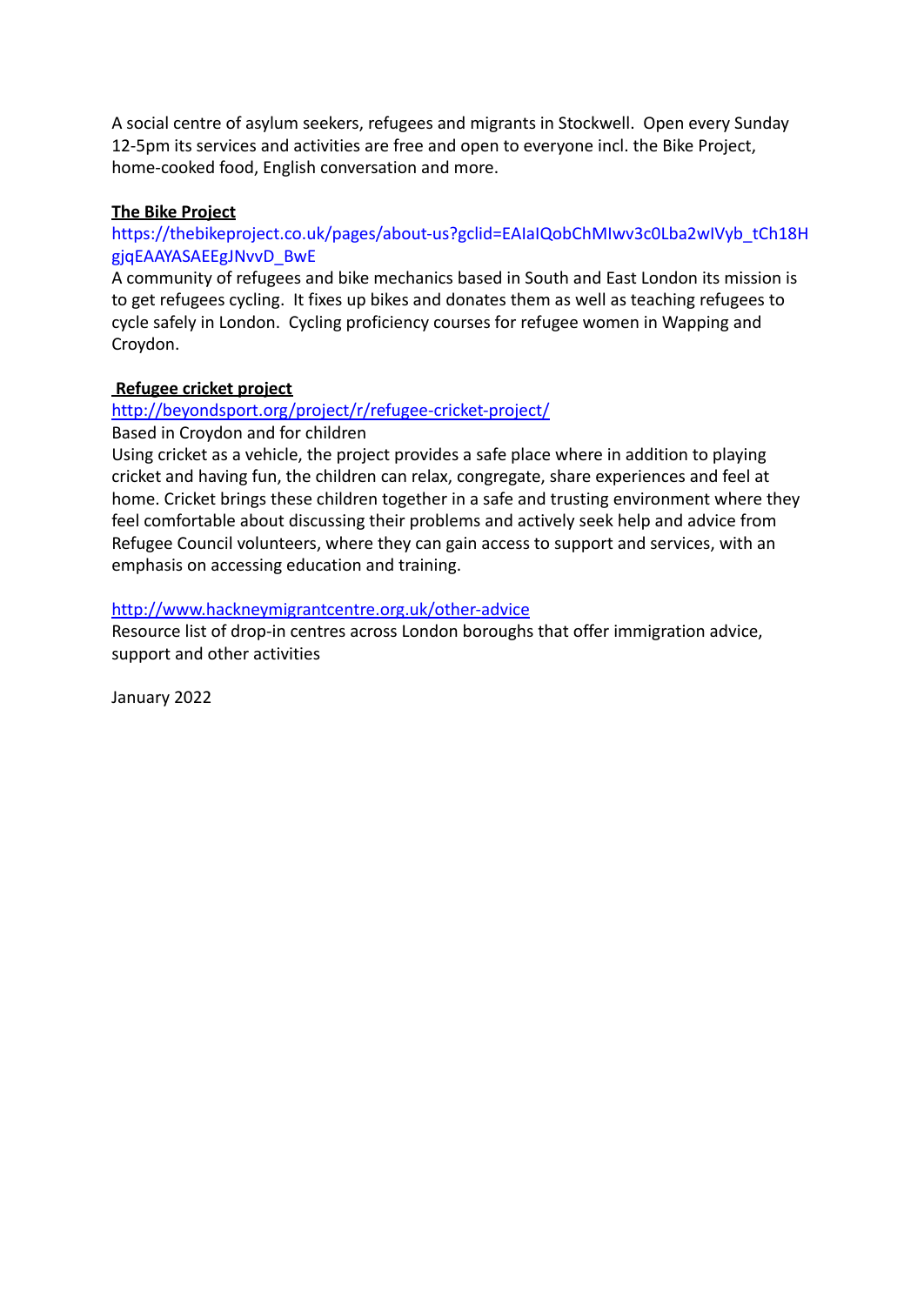A social centre of asylum seekers, refugees and migrants in Stockwell.  Open every Sunday 12-5pm its services and activities are free and open to everyone incl. the Bike Project, home-cooked food, English conversation and more.

**The Bike Project**

https://thebikeproject.co.uk/pages/about-us?gclid=EAIaIQobChMIwv3c0Lba2wIVyb_tCh18HgjqEAAYASAEEgJNvvD_BwE

A community of refugees and bike mechanics based in South and East London its mission is to get refugees cycling.  It fixes up bikes and donates them as well as teaching refugees to cycle safely in London.  Cycling proficiency courses for refugee women in Wapping and Croydon.

**Refugee cricket project**

http://beyondsport.org/project/r/refugee-cricket-project/

Based in Croydon and for children

Using cricket as a vehicle, the project provides a safe place where in addition to playing cricket and having fun, the children can relax, congregate, share experiences and feel at home. Cricket brings these children together in a safe and trusting environment where they feel comfortable about discussing their problems and actively seek help and advice from Refugee Council volunteers, where they can gain access to support and services, with an emphasis on accessing education and training.

http://www.hackneymigrantcentre.org.uk/other-advice

Resource list of drop-in centres across London boroughs that offer immigration advice, support and other activities

January 2022